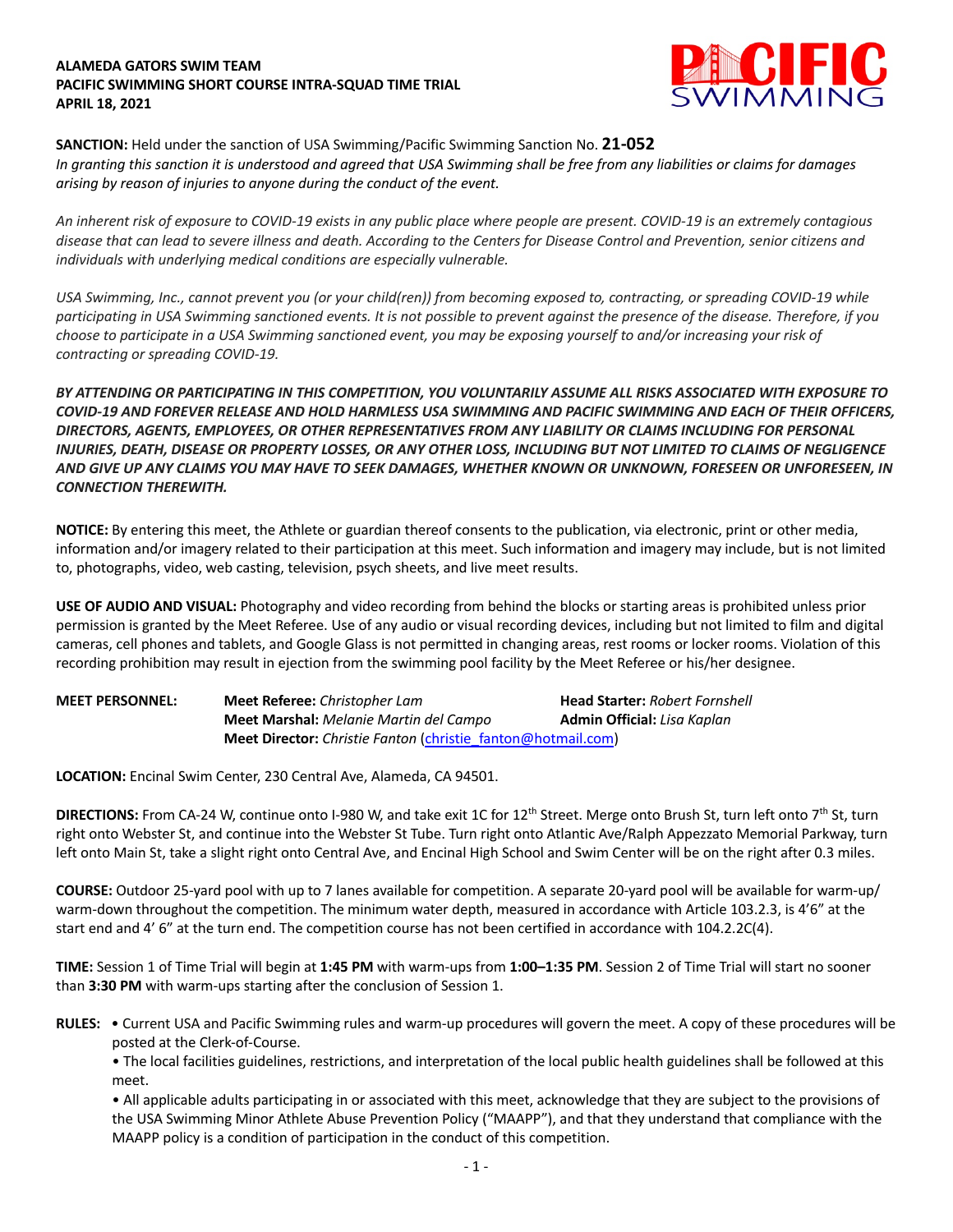**ALAMEDA GATORS SWIM TEAM**
**PACIFIC SWIMMING SHORT COURSE INTRA-SQUAD TIME TRIAL**
**APRIL 18, 2021**

**SANCTION:** Held under the sanction of USA Swimming/Pacific Swimming Sanction No. **21-052**
*In granting this sanction it is understood and agreed that USA Swimming shall be free from any liabilities or claims for damages arising by reason of injuries to anyone during the conduct of the event.*

*An inherent risk of exposure to COVID-19 exists in any public place where people are present. COVID-19 is an extremely contagious disease that can lead to severe illness and death. According to the Centers for Disease Control and Prevention, senior citizens and individuals with underlying medical conditions are especially vulnerable.*

*USA Swimming, Inc., cannot prevent you (or your child(ren)) from becoming exposed to, contracting, or spreading COVID-19 while participating in USA Swimming sanctioned events. It is not possible to prevent against the presence of the disease. Therefore, if you choose to participate in a USA Swimming sanctioned event, you may be exposing yourself to and/or increasing your risk of contracting or spreading COVID-19.*

***BY ATTENDING OR PARTICIPATING IN THIS COMPETITION, YOU VOLUNTARILY ASSUME ALL RISKS ASSOCIATED WITH EXPOSURE TO COVID-19 AND FOREVER RELEASE AND HOLD HARMLESS USA SWIMMING AND PACIFIC SWIMMING AND EACH OF THEIR OFFICERS, DIRECTORS, AGENTS, EMPLOYEES, OR OTHER REPRESENTATIVES FROM ANY LIABILITY OR CLAIMS INCLUDING FOR PERSONAL INJURIES, DEATH, DISEASE OR PROPERTY LOSSES, OR ANY OTHER LOSS, INCLUDING BUT NOT LIMITED TO CLAIMS OF NEGLIGENCE AND GIVE UP ANY CLAIMS YOU MAY HAVE TO SEEK DAMAGES, WHETHER KNOWN OR UNKNOWN, FORESEEN OR UNFORESEEN, IN CONNECTION THEREWITH.***

**NOTICE:** By entering this meet, the Athlete or guardian thereof consents to the publication, via electronic, print or other media, information and/or imagery related to their participation at this meet. Such information and imagery may include, but is not limited to, photographs, video, web casting, television, psych sheets, and live meet results.

**USE OF AUDIO AND VISUAL:** Photography and video recording from behind the blocks or starting areas is prohibited unless prior permission is granted by the Meet Referee. Use of any audio or visual recording devices, including but not limited to film and digital cameras, cell phones and tablets, and Google Glass is not permitted in changing areas, rest rooms or locker rooms. Violation of this recording prohibition may result in ejection from the swimming pool facility by the Meet Referee or his/her designee.

**MEET PERSONNEL:**
**Meet Referee:** *Christopher Lam*
**Head Starter:** *Robert Fornshell*
**Meet Marshal:** *Melanie Martin del Campo*
**Admin Official:** *Lisa Kaplan*
**Meet Director:** *Christie Fanton* (christie_fanton@hotmail.com)

**LOCATION:** Encinal Swim Center, 230 Central Ave, Alameda, CA 94501.

**DIRECTIONS:** From CA-24 W, continue onto I-980 W, and take exit 1C for 12th Street. Merge onto Brush St, turn left onto 7th St, turn right onto Webster St, and continue into the Webster St Tube. Turn right onto Atlantic Ave/Ralph Appezzato Memorial Parkway, turn left onto Main St, take a slight right onto Central Ave, and Encinal High School and Swim Center will be on the right after 0.3 miles.

**COURSE:** Outdoor 25-yard pool with up to 7 lanes available for competition. A separate 20-yard pool will be available for warm-up/ warm-down throughout the competition. The minimum water depth, measured in accordance with Article 103.2.3, is 4'6" at the start end and 4' 6" at the turn end. The competition course has not been certified in accordance with 104.2.2C(4).

**TIME:** Session 1 of Time Trial will begin at **1:45 PM** with warm-ups from **1:00–1:35 PM**. Session 2 of Time Trial will start no sooner than **3:30 PM** with warm-ups starting after the conclusion of Session 1.

**RULES:**
- Current USA and Pacific Swimming rules and warm-up procedures will govern the meet. A copy of these procedures will be posted at the Clerk-of-Course.
- The local facilities guidelines, restrictions, and interpretation of the local public health guidelines shall be followed at this meet.
- All applicable adults participating in or associated with this meet, acknowledge that they are subject to the provisions of the USA Swimming Minor Athlete Abuse Prevention Policy ("MAAPP"), and that they understand that compliance with the MAAPP policy is a condition of participation in the conduct of this competition.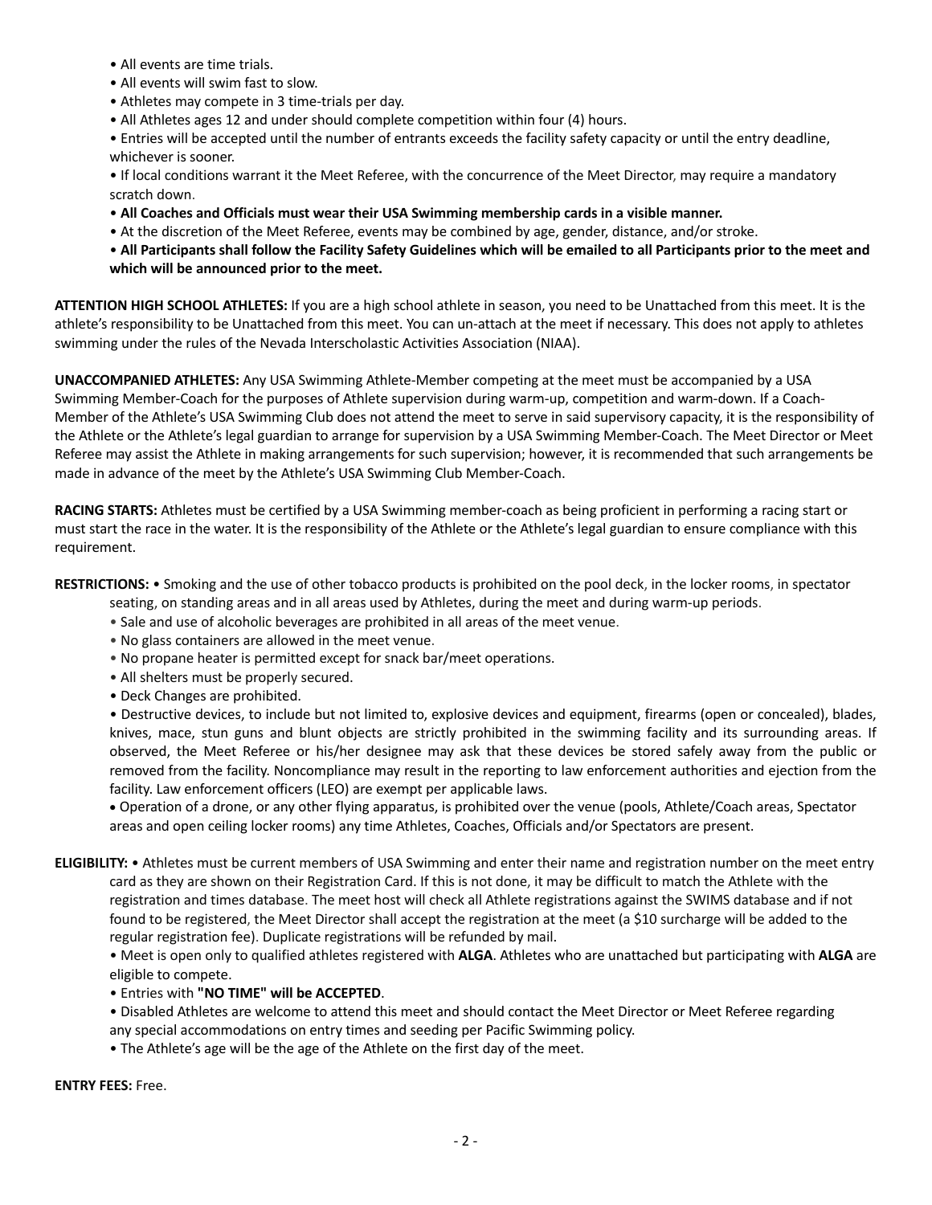- All events are time trials.
- All events will swim fast to slow.
- Athletes may compete in 3 time-trials per day.
- All Athletes ages 12 and under should complete competition within four (4) hours.
- Entries will be accepted until the number of entrants exceeds the facility safety capacity or until the entry deadline, whichever is sooner.
- If local conditions warrant it the Meet Referee, with the concurrence of the Meet Director, may require a mandatory scratch down.
- **All Coaches and Officials must wear their USA Swimming membership cards in a visible manner.**
- At the discretion of the Meet Referee, events may be combined by age, gender, distance, and/or stroke.
- **All Participants shall follow the Facility Safety Guidelines which will be emailed to all Participants prior to the meet and which will be announced prior to the meet.**

**ATTENTION HIGH SCHOOL ATHLETES:** If you are a high school athlete in season, you need to be Unattached from this meet. It is the athlete's responsibility to be Unattached from this meet. You can un-attach at the meet if necessary. This does not apply to athletes swimming under the rules of the Nevada Interscholastic Activities Association (NIAA).

**UNACCOMPANIED ATHLETES:** Any USA Swimming Athlete-Member competing at the meet must be accompanied by a USA Swimming Member-Coach for the purposes of Athlete supervision during warm-up, competition and warm-down. If a Coach-Member of the Athlete's USA Swimming Club does not attend the meet to serve in said supervisory capacity, it is the responsibility of the Athlete or the Athlete's legal guardian to arrange for supervision by a USA Swimming Member-Coach. The Meet Director or Meet Referee may assist the Athlete in making arrangements for such supervision; however, it is recommended that such arrangements be made in advance of the meet by the Athlete's USA Swimming Club Member-Coach.

**RACING STARTS:** Athletes must be certified by a USA Swimming member-coach as being proficient in performing a racing start or must start the race in the water. It is the responsibility of the Athlete or the Athlete's legal guardian to ensure compliance with this requirement.

**RESTRICTIONS:**
- Smoking and the use of other tobacco products is prohibited on the pool deck, in the locker rooms, in spectator seating, on standing areas and in all areas used by Athletes, during the meet and during warm-up periods.
- Sale and use of alcoholic beverages are prohibited in all areas of the meet venue.
- No glass containers are allowed in the meet venue.
- No propane heater is permitted except for snack bar/meet operations.
- All shelters must be properly secured.
- Deck Changes are prohibited.
- Destructive devices, to include but not limited to, explosive devices and equipment, firearms (open or concealed), blades, knives, mace, stun guns and blunt objects are strictly prohibited in the swimming facility and its surrounding areas. If observed, the Meet Referee or his/her designee may ask that these devices be stored safely away from the public or removed from the facility. Noncompliance may result in the reporting to law enforcement authorities and ejection from the facility. Law enforcement officers (LEO) are exempt per applicable laws.
- Operation of a drone, or any other flying apparatus, is prohibited over the venue (pools, Athlete/Coach areas, Spectator areas and open ceiling locker rooms) any time Athletes, Coaches, Officials and/or Spectators are present.

**ELIGIBILITY:**
- Athletes must be current members of USA Swimming and enter their name and registration number on the meet entry card as they are shown on their Registration Card. If this is not done, it may be difficult to match the Athlete with the registration and times database. The meet host will check all Athlete registrations against the SWIMS database and if not found to be registered, the Meet Director shall accept the registration at the meet (a $10 surcharge will be added to the regular registration fee). Duplicate registrations will be refunded by mail.
- Meet is open only to qualified athletes registered with **ALGA**. Athletes who are unattached but participating with **ALGA** are eligible to compete.
- Entries with **"NO TIME" will be ACCEPTED**.
- Disabled Athletes are welcome to attend this meet and should contact the Meet Director or Meet Referee regarding any special accommodations on entry times and seeding per Pacific Swimming policy.
- The Athlete's age will be the age of the Athlete on the first day of the meet.

**ENTRY FEES:** Free.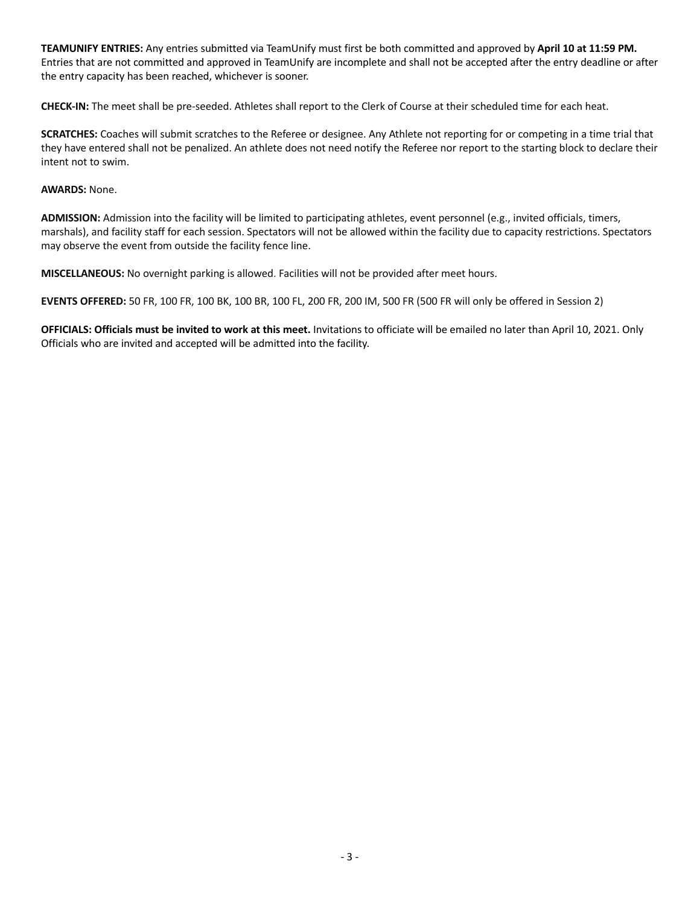**TEAMUNIFY ENTRIES:** Any entries submitted via TeamUnify must first be both committed and approved by **April 10 at 11:59 PM.** Entries that are not committed and approved in TeamUnify are incomplete and shall not be accepted after the entry deadline or after the entry capacity has been reached, whichever is sooner.

**CHECK-IN:** The meet shall be pre-seeded. Athletes shall report to the Clerk of Course at their scheduled time for each heat.

**SCRATCHES:** Coaches will submit scratches to the Referee or designee. Any Athlete not reporting for or competing in a time trial that they have entered shall not be penalized. An athlete does not need notify the Referee nor report to the starting block to declare their intent not to swim.

**AWARDS:** None.

**ADMISSION:** Admission into the facility will be limited to participating athletes, event personnel (e.g., invited officials, timers, marshals), and facility staff for each session. Spectators will not be allowed within the facility due to capacity restrictions. Spectators may observe the event from outside the facility fence line.

**MISCELLANEOUS:** No overnight parking is allowed. Facilities will not be provided after meet hours.

**EVENTS OFFERED:** 50 FR, 100 FR, 100 BK, 100 BR, 100 FL, 200 FR, 200 IM, 500 FR (500 FR will only be offered in Session 2)

**OFFICIALS: Officials must be invited to work at this meet.** Invitations to officiate will be emailed no later than April 10, 2021. Only Officials who are invited and accepted will be admitted into the facility.